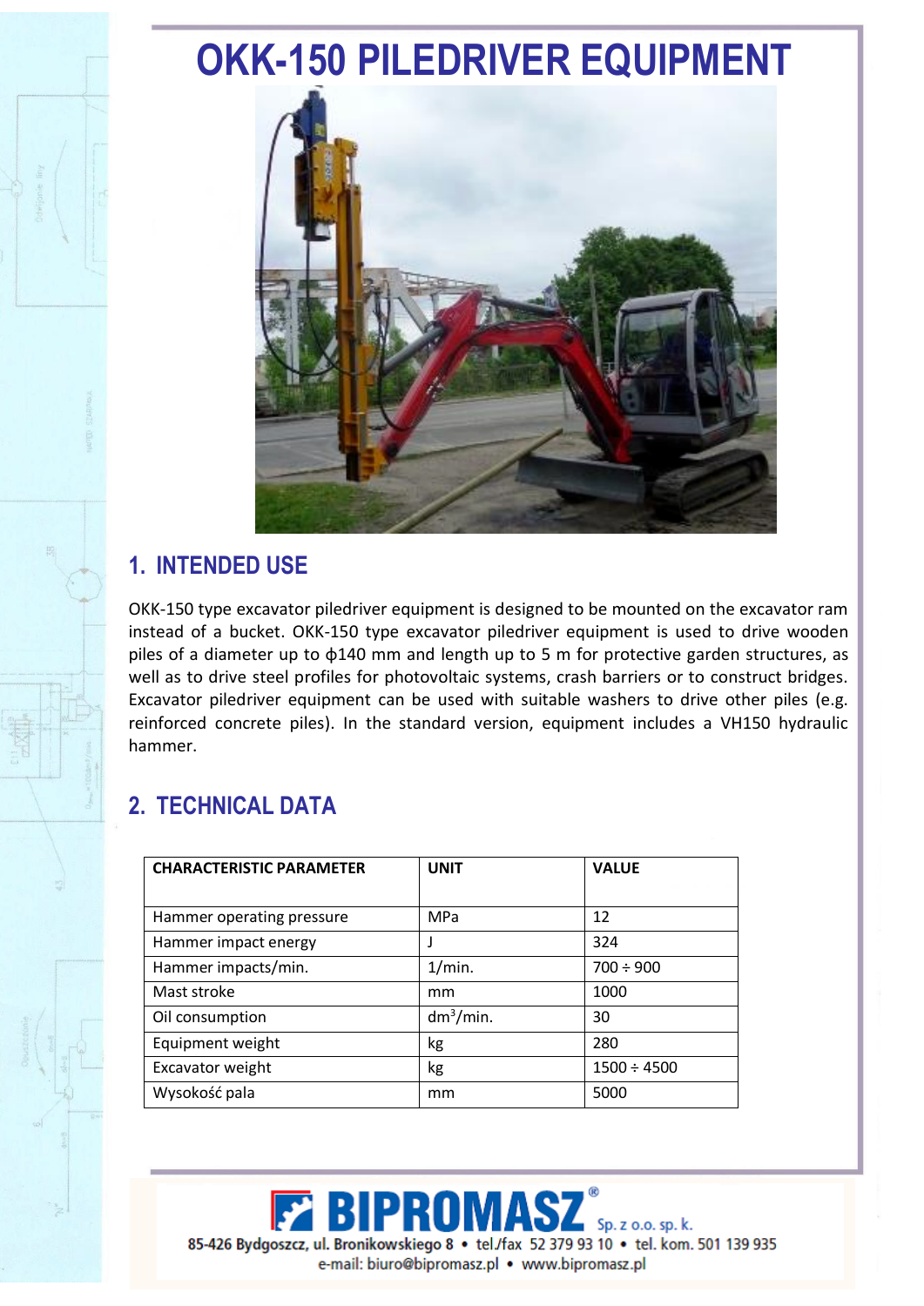# OKK-150 PILEDRIVER EQUIPMENT

## 1. INTENDED USE

OKK-150 type excavator piledriver equipment is designed to be mounted on the excavator ram instead of a bucket. OKK-150 type excavator piledriver equipment is used to drive wooden piles of a diameter up to ϕ140 mm and length up to 5 m for protective garden structures, as well as to drive steel profiles for photovoltaic systems, crash barriers or to construct bridges. Excavator piledriver equipment can be used with suitable washers to drive other piles (e.g. reinforced concrete piles). In the standard version, equipment includes a VH150 hydraulic hammer.

## 2. TECHNICAL DATA

| CHARACTERISTIC PARAMETER | UNIT | VALUE |
|---|---|---|
| Hammer operating pressure | MPa | 12 |
| Hammer impact energy | J | 324 |
| Hammer impacts/min. | 1/min. | 700 ÷ 900 |
| Mast stroke | mm | 1000 |
| Oil consumption | $dm^3$/min. | 30 |
| Equipment weight | kg | 280 |
| Excavator weight | kg | 1500 ÷ 4500 |
| Wysokość pala | mm | 5000 |

**BIPROMASZ®** Sp. z o.o. sp. k.
85-426 Bydgoszcz, ul. Bronikowskiego 8 • tel./fax 52 379 93 10 • tel. kom. 501 139 935
e-mail: biuro@bipromasz.pl • www.bipromasz.pl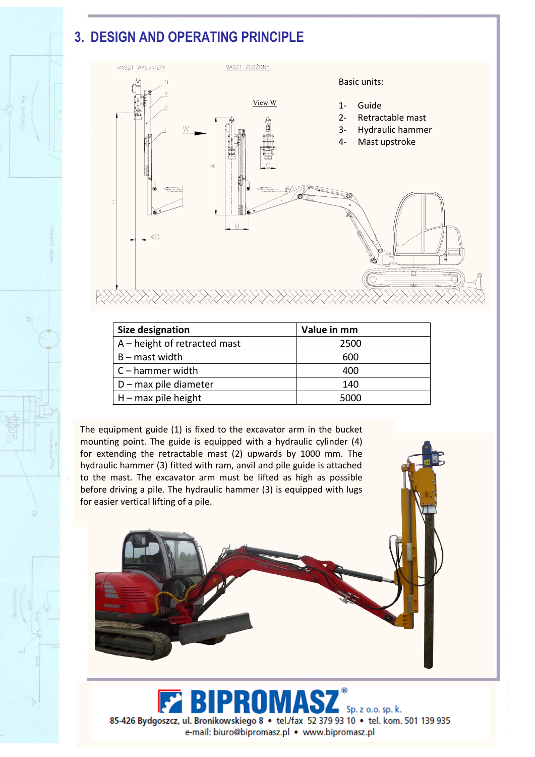# 3. DESIGN AND OPERATING PRINCIPLE

MASZT WYSUNIĘTY

MASZT ZŁOŻONY

View W

Basic units:

1- Guide
2- Retractable mast
3- Hydraulic hammer
4- Mast upstroke

| Size designation | Value in mm |
|---|---|
| A – height of retracted mast | 2500 |
| B – mast width | 600 |
| C – hammer width | 400 |
| D – max pile diameter | 140 |
| H – max pile height | 5000 |

The equipment guide (1) is fixed to the excavator arm in the bucket mounting point. The guide is equipped with a hydraulic cylinder (4) for extending the retractable mast (2) upwards by 1000 mm. The hydraulic hammer (3) fitted with ram, anvil and pile guide is attached to the mast. The excavator arm must be lifted as high as possible before driving a pile. The hydraulic hammer (3) is equipped with lugs for easier vertical lifting of a pile.

**BIPROMASZ®** Sp. z o.o. sp. k.

85-426 Bydgoszcz, ul. Bronikowskiego 8 • tel./fax 52 379 93 10 • tel. kom. 501 139 935

e-mail: biuro@bipromasz.pl • www.bipromasz.pl